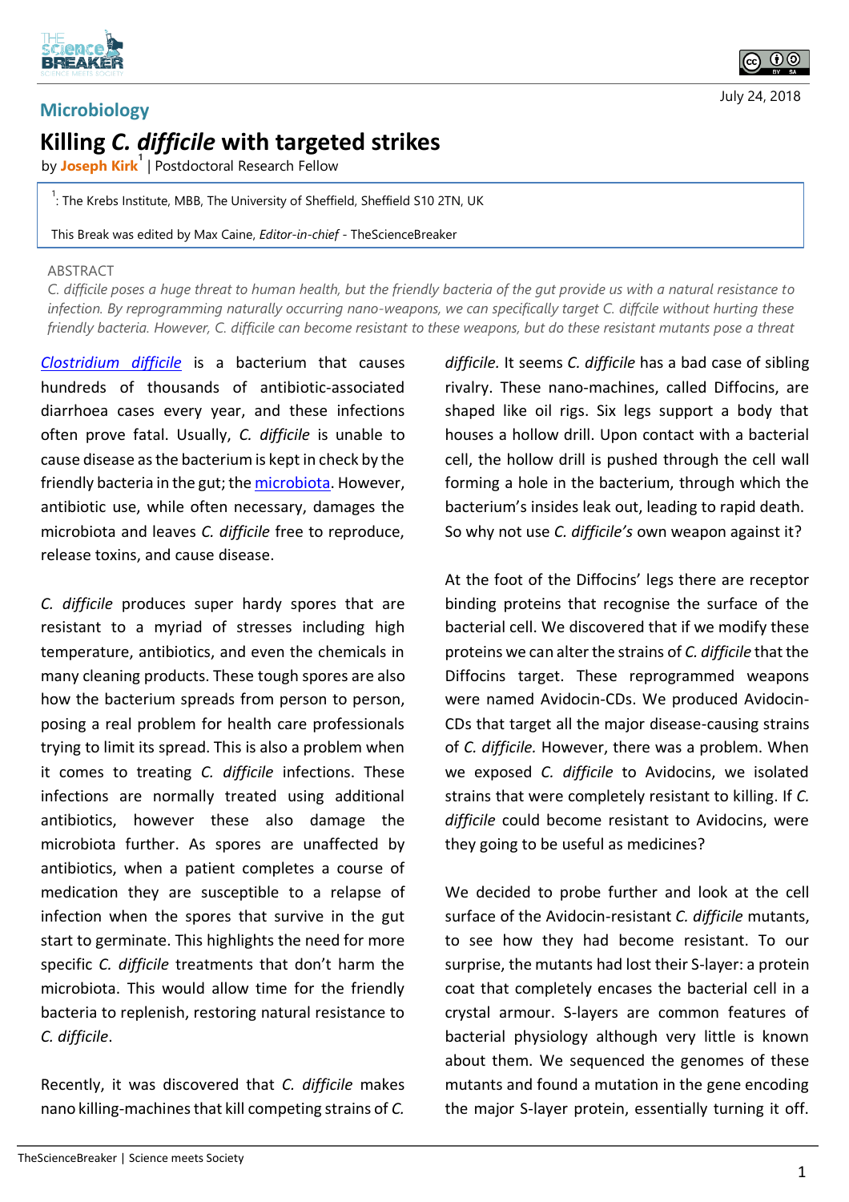## Microbiology

# Killing *C. difficile* with targeted strikes

by **Joseph Kirk**[1] | Postdoctoral Research Fellow

[1]: The Krebs Institute, MBB, The University of Sheffield, Sheffield S10 2TN, UK

This Break was edited by Max Caine, *Editor-in-chief* - TheScienceBreaker

July 24, 2018

ABSTRACT

*C. difficile poses a huge threat to human health, but the friendly bacteria of the gut provide us with a natural resistance to infection. By reprogramming naturally occurring nano-weapons, we can specifically target C. diffcile without hurting these friendly bacteria. However, C. difficile can become resistant to these weapons, but do these resistant mutants pose a threat*

[Clostridium difficile]() is a bacterium that causes hundreds of thousands of antibiotic-associated diarrhoea cases every year, and these infections often prove fatal. Usually, *C. difficile* is unable to cause disease as the bacterium is kept in check by the friendly bacteria in the gut; the [microbiota](). However, antibiotic use, while often necessary, damages the microbiota and leaves *C. difficile* free to reproduce, release toxins, and cause disease.

*C. difficile* produces super hardy spores that are resistant to a myriad of stresses including high temperature, antibiotics, and even the chemicals in many cleaning products. These tough spores are also how the bacterium spreads from person to person, posing a real problem for health care professionals trying to limit its spread. This is also a problem when it comes to treating *C. difficile* infections. These infections are normally treated using additional antibiotics, however these also damage the microbiota further. As spores are unaffected by antibiotics, when a patient completes a course of medication they are susceptible to a relapse of infection when the spores that survive in the gut start to germinate. This highlights the need for more specific *C. difficile* treatments that don't harm the microbiota. This would allow time for the friendly bacteria to replenish, restoring natural resistance to *C. difficile*.

Recently, it was discovered that *C. difficile* makes nano killing-machines that kill competing strains of *C. difficile*. It seems *C. difficile* has a bad case of sibling rivalry. These nano-machines, called Diffocins, are shaped like oil rigs. Six legs support a body that houses a hollow drill. Upon contact with a bacterial cell, the hollow drill is pushed through the cell wall forming a hole in the bacterium, through which the bacterium's insides leak out, leading to rapid death. So why not use *C. difficile's* own weapon against it?

At the foot of the Diffocins' legs there are receptor binding proteins that recognise the surface of the bacterial cell. We discovered that if we modify these proteins we can alter the strains of *C. difficile* that the Diffocins target. These reprogrammed weapons were named Avidocin-CDs. We produced Avidocin-CDs that target all the major disease-causing strains of *C. difficile*. However, there was a problem. When we exposed *C. difficile* to Avidocins, we isolated strains that were completely resistant to killing. If *C. difficile* could become resistant to Avidocins, were they going to be useful as medicines?

We decided to probe further and look at the cell surface of the Avidocin-resistant *C. difficile* mutants, to see how they had become resistant. To our surprise, the mutants had lost their S-layer: a protein coat that completely encases the bacterial cell in a crystal armour. S-layers are common features of bacterial physiology although very little is known about them. We sequenced the genomes of these mutants and found a mutation in the gene encoding the major S-layer protein, essentially turning it off.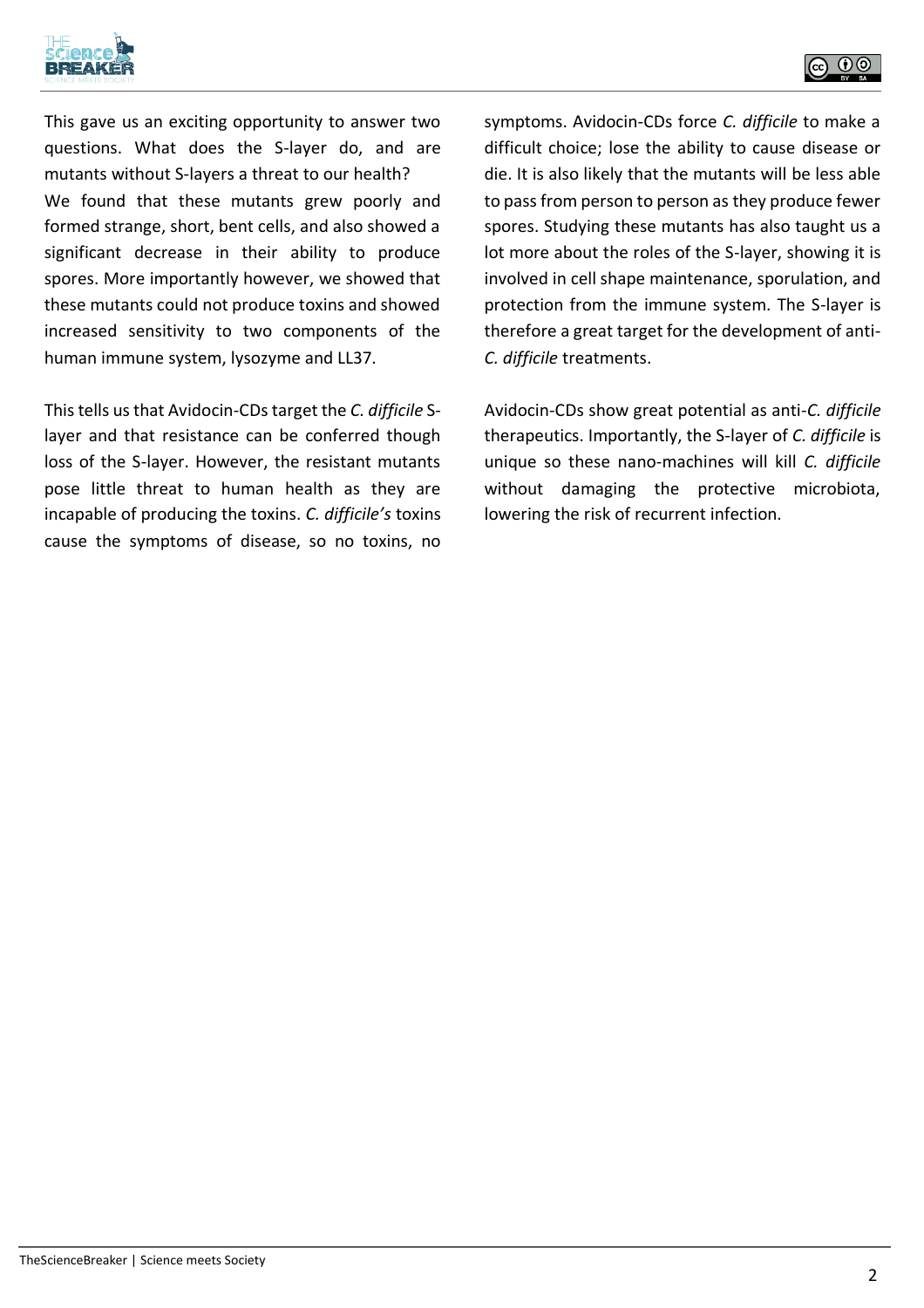This gave us an exciting opportunity to answer two questions. What does the S-layer do, and are mutants without S-layers a threat to our health?

We found that these mutants grew poorly and formed strange, short, bent cells, and also showed a significant decrease in their ability to produce spores. More importantly however, we showed that these mutants could not produce toxins and showed increased sensitivity to two components of the human immune system, lysozyme and LL37.

This tells us that Avidocin-CDs target the *C. difficile* S-layer and that resistance can be conferred though loss of the S-layer. However, the resistant mutants pose little threat to human health as they are incapable of producing the toxins. *C. difficile's* toxins cause the symptoms of disease, so no toxins, no symptoms. Avidocin-CDs force *C. difficile* to make a difficult choice; lose the ability to cause disease or die. It is also likely that the mutants will be less able to pass from person to person as they produce fewer spores. Studying these mutants has also taught us a lot more about the roles of the S-layer, showing it is involved in cell shape maintenance, sporulation, and protection from the immune system. The S-layer is therefore a great target for the development of anti-*C. difficile* treatments.

Avidocin-CDs show great potential as anti-*C. difficile* therapeutics. Importantly, the S-layer of *C. difficile* is unique so these nano-machines will kill *C. difficile* without damaging the protective microbiota, lowering the risk of recurrent infection.